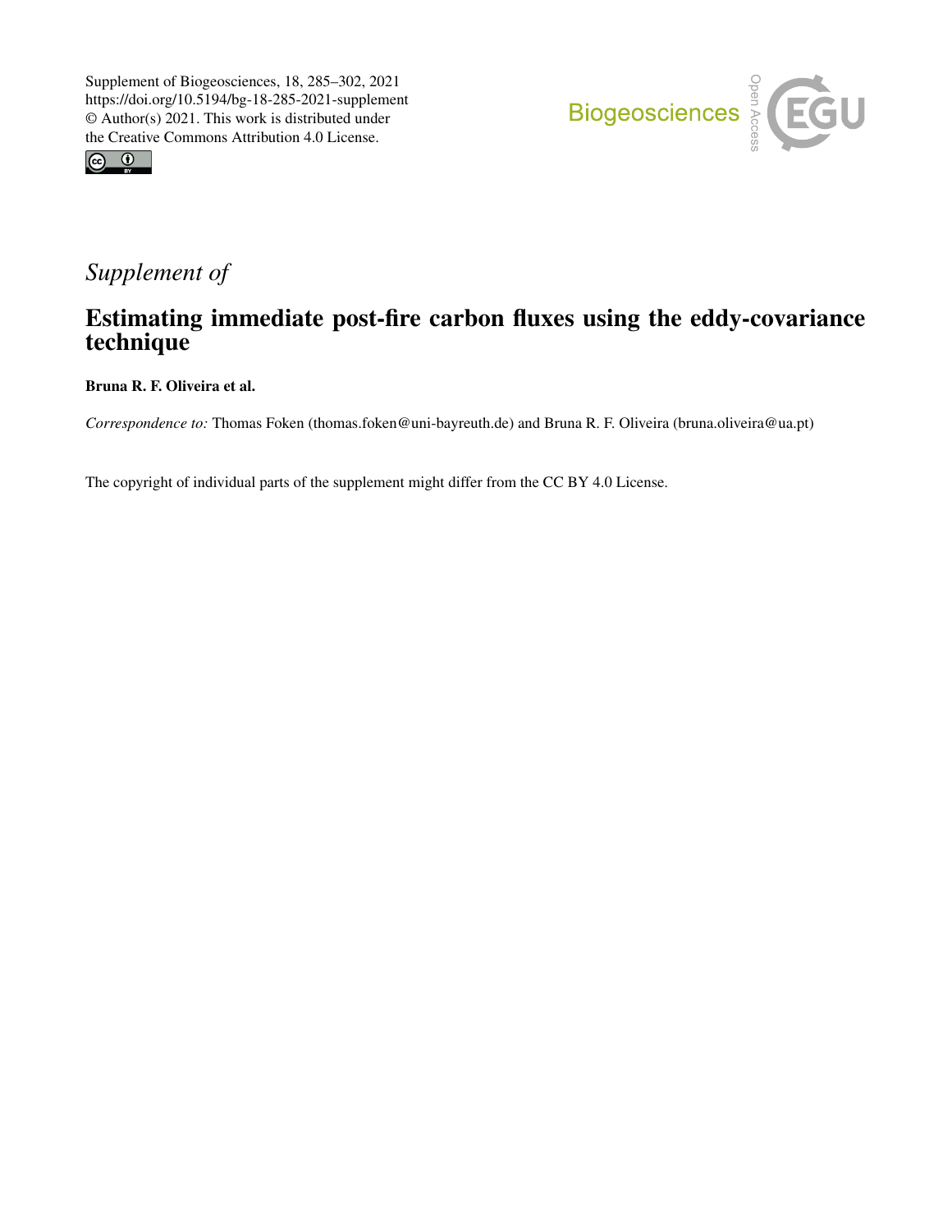Supplement of Biogeosciences, 18, 285–302, 2021
https://doi.org/10.5194/bg-18-285-2021-supplement
© Author(s) 2021. This work is distributed under the Creative Commons Attribution 4.0 License.

*Supplement of*

# Estimating immediate post-fire carbon fluxes using the eddy-covariance technique

**Bruna R. F. Oliveira et al.**

*Correspondence to:* Thomas Foken (thomas.foken@uni-bayreuth.de) and Bruna R. F. Oliveira (bruna.oliveira@ua.pt)

The copyright of individual parts of the supplement might differ from the CC BY 4.0 License.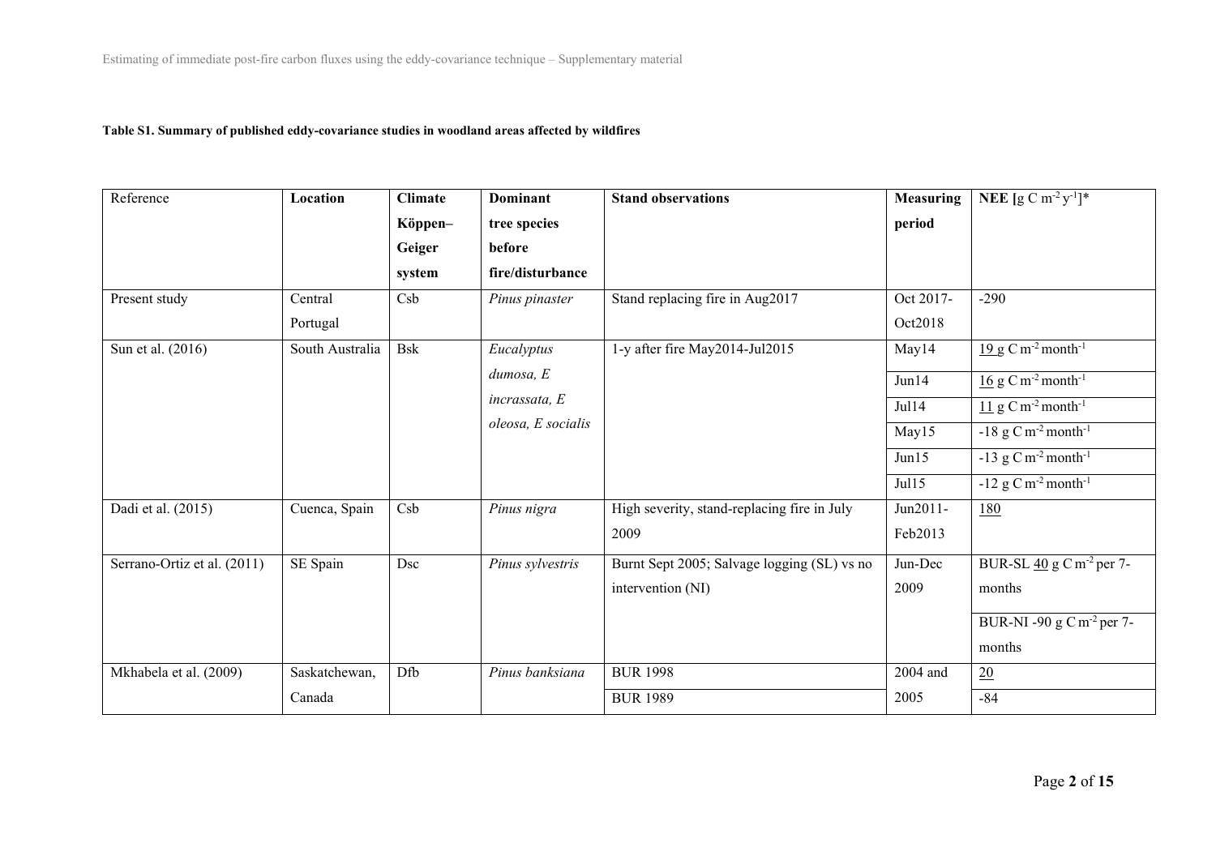**Table S1. Summary of published eddy-covariance studies in woodland areas affected by wildfires**

| Reference | **Location** | **Climate Köppen–Geiger system** | **Dominant tree species before fire/disturbance** | **Stand observations** | **Measuring period** | **NEE [g C $m^{-2}$ $y^{-1}$]*** |
|---|---|---|---|---|---|---|
| Present study | Central Portugal | Csb | *Pinus pinaster* | Stand replacing fire in Aug2017 | Oct 2017-Oct2018 | -290 |
| Sun et al. (2016) | South Australia | Bsk | *Eucalyptus dumosa, E incrassata, E oleosa, E socialis* | 1-y after fire May2014-Jul2015 | May14 | <u>19</u> g C $m^{-2}$ $month^{-1}$ |
| | | | | | Jun14 | <u>16</u> g C $m^{-2}$ $month^{-1}$ |
| | | | | | Jul14 | <u>11</u> g C $m^{-2}$ $month^{-1}$ |
| | | | | | May15 | -18 g C $m^{-2}$ $month^{-1}$ |
| | | | | | Jun15 | -13 g C $m^{-2}$ $month^{-1}$ |
| | | | | | Jul15 | -12 g C $m^{-2}$ $month^{-1}$ |
| Dadi et al. (2015) | Cuenca, Spain | Csb | *Pinus nigra* | High severity, stand-replacing fire in July 2009 | Jun2011-Feb2013 | <u>180</u> |
| Serrano-Ortiz et al. (2011) | SE Spain | Dsc | *Pinus sylvestris* | Burnt Sept 2005; Salvage logging (SL) vs no intervention (NI) | Jun-Dec 2009 | BUR-SL <u>40</u> g C $m^{-2}$ per 7-months |
| | | | | | | BUR-NI -90 g C $m^{-2}$ per 7-months |
| Mkhabela et al. (2009) | Saskatchewan, Canada | Dfb | *Pinus banksiana* | BUR 1998 | 2004 and 2005 | <u>20</u> |
| | | | | BUR 1989 | | -84 |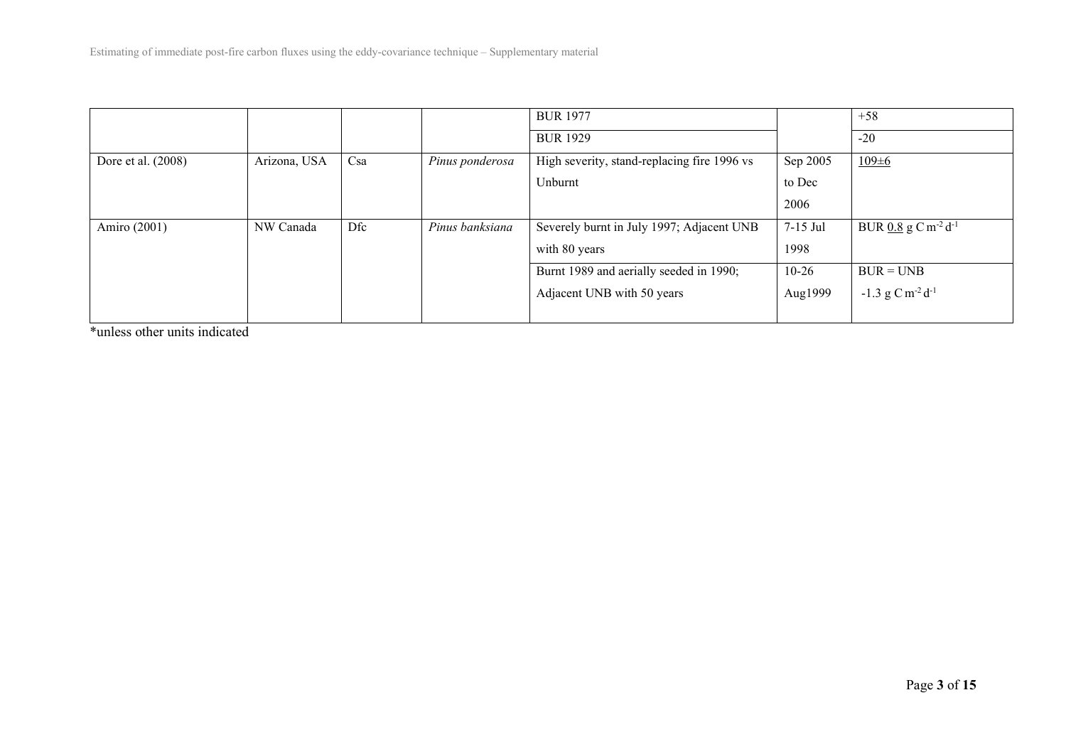| | | | | | | |
|---|---|---|---|---|---|---|
| | | | | BUR 1977 | | +58 |
| | | | | BUR 1929 | | -20 |
| Dore et al. (2008) | Arizona, USA | Csa | *Pinus ponderosa* | High severity, stand-replacing fire 1996 vs Unburnt | Sep 2005 to Dec 2006 | 109±6 |
| Amiro (2001) | NW Canada | Dfc | *Pinus banksiana* | Severely burnt in July 1997; Adjacent UNB with 80 years | 7-15 Jul 1998 | BUR 0.8 g C $m^{-2}$ $d^{-1}$ |
| | | | | Burnt 1989 and aerially seeded in 1990; Adjacent UNB with 50 years | 10-26 Aug1999 | BUR = UNB -1.3 g C $m^{-2}$ $d^{-1}$ |

*unless other units indicated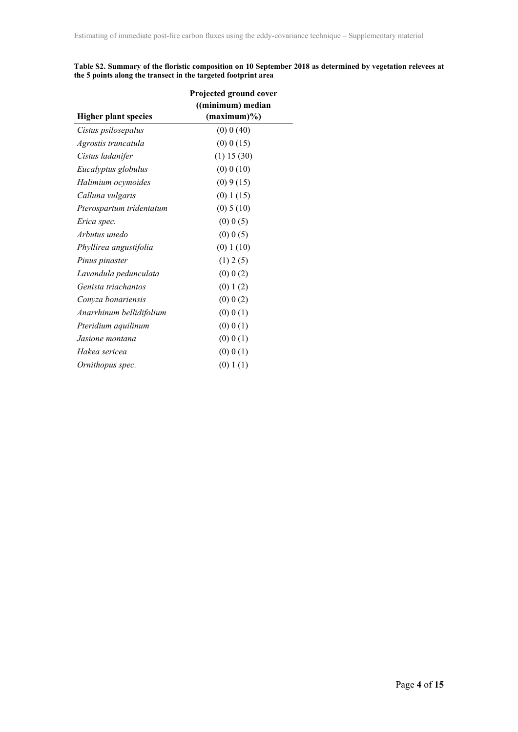**Table S2. Summary of the floristic composition on 10 September 2018 as determined by vegetation relevees at the 5 points along the transect in the targeted footprint area**

| Higher plant species | Projected ground cover ((minimum) median (maximum)%) |
|---|---|
| *Cistus psilosepalus* | (0) 0 (40) |
| *Agrostis truncatula* | (0) 0 (15) |
| *Cistus ladanifer* | (1) 15 (30) |
| *Eucalyptus globulus* | (0) 0 (10) |
| *Halimium ocymoides* | (0) 9 (15) |
| *Calluna vulgaris* | (0) 1 (15) |
| *Pterospartum tridentatum* | (0) 5 (10) |
| *Erica spec.* | (0) 0 (5) |
| *Arbutus unedo* | (0) 0 (5) |
| *Phyllirea angustifolia* | (0) 1 (10) |
| *Pinus pinaster* | (1) 2 (5) |
| *Lavandula pedunculata* | (0) 0 (2) |
| *Genista triachantos* | (0) 1 (2) |
| *Conyza bonariensis* | (0) 0 (2) |
| *Anarrhinum bellidifolium* | (0) 0 (1) |
| *Pteridium aquilinum* | (0) 0 (1) |
| *Jasione montana* | (0) 0 (1) |
| *Hakea sericea* | (0) 0 (1) |
| *Ornithopus spec.* | (0) 1 (1) |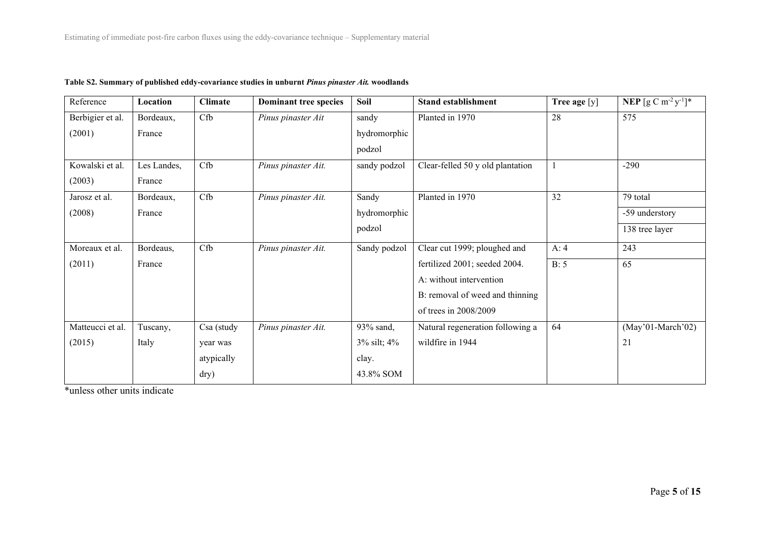**Table S2. Summary of published eddy-covariance studies in unburnt *Pinus pinaster Ait.* woodlands**

| Reference | Location | Climate | Dominant tree species | Soil | Stand establishment | Tree age [y] | NEP [g C $m^{-2}$ $y^{-1}$]* |
|---|---|---|---|---|---|---|---|
| Berbigier et al. (2001) | Bordeaux, France | Cfb | *Pinus pinaster Ait* | sandy hydromorphic podzol | Planted in 1970 | 28 | 575 |
| Kowalski et al. (2003) | Les Landes, France | Cfb | *Pinus pinaster Ait.* | sandy podzol | Clear-felled 50 y old plantation | 1 | -290 |
| Jarosz et al. (2008) | Bordeaux, France | Cfb | *Pinus pinaster Ait.* | Sandy hydromorphic podzol | Planted in 1970 | 32 | 79 total |
| | | | | | | | -59 understory |
| | | | | | | | 138 tree layer |
| Moreaux et al. (2011) | Bordeaus, France | Cfb | *Pinus pinaster Ait.* | Sandy podzol | Clear cut 1999; ploughed and fertilized 2001; seeded 2004. A: without intervention B: removal of weed and thinning of trees in 2008/2009 | A: 4 | 243 |
| | | | | | | B: 5 | 65 |
| Matteucci et al. (2015) | Tuscany, Italy | Csa (study year was atypically dry) | *Pinus pinaster Ait.* | 93% sand, 3% silt; 4% clay. 43.8% SOM | Natural regeneration following a wildfire in 1944 | 64 | (May'01-March'02) 21 |

*unless other units indicate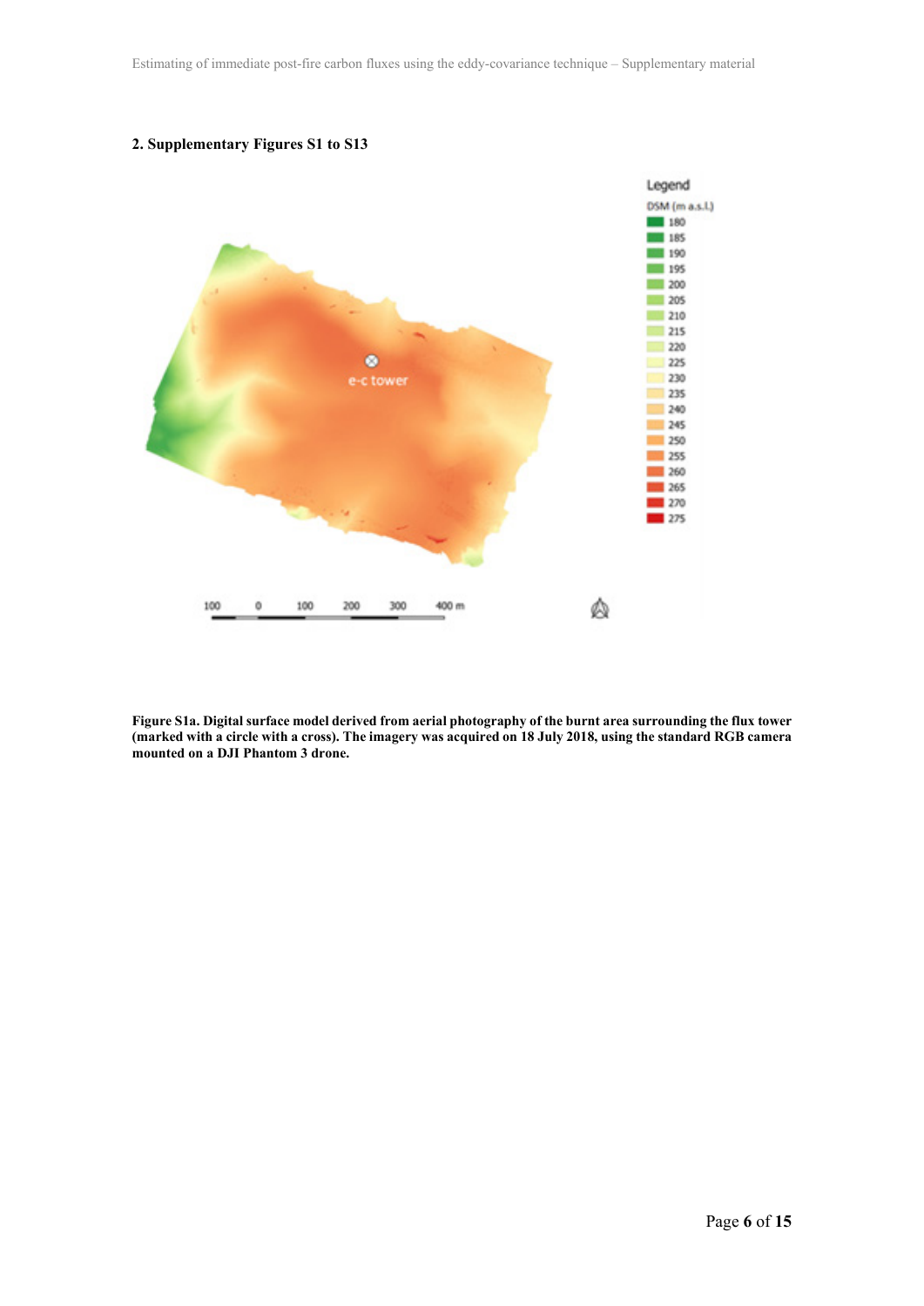## 2. Supplementary Figures S1 to S13

**Figure S1a. Digital surface model derived from aerial photography of the burnt area surrounding the flux tower (marked with a circle with a cross). The imagery was acquired on 18 July 2018, using the standard RGB camera mounted on a DJI Phantom 3 drone.**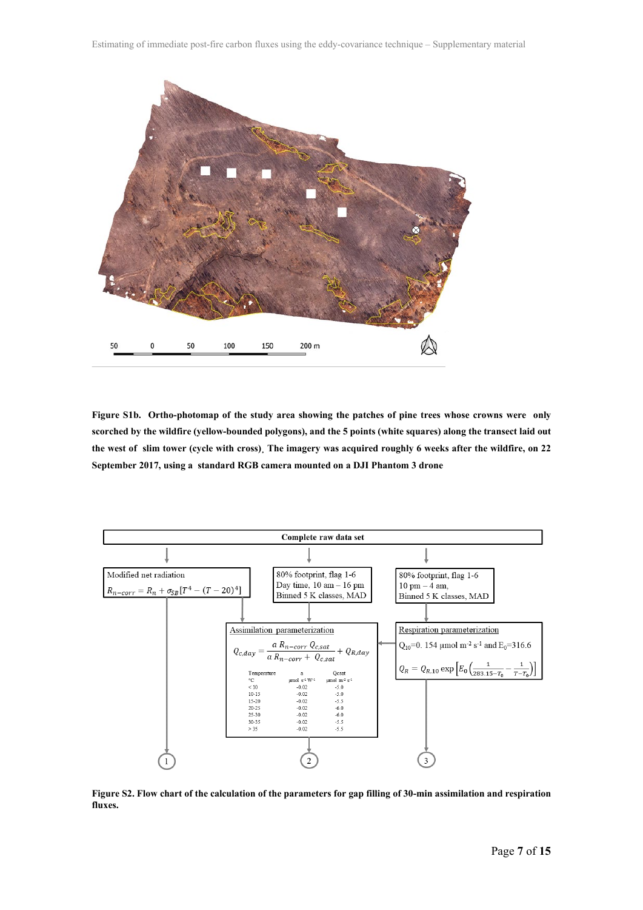Figure S1b. Ortho-photomap of the study area showing the patches of pine trees whose crowns were only scorched by the wildfire (yellow-bounded polygons), and the 5 points (white squares) along the transect laid out the west of slim tower (cycle with cross). The imagery was acquired roughly 6 weeks after the wildfire, on 22 September 2017, using a standard RGB camera mounted on a DJI Phantom 3 drone

Complete raw data set

Modified net radiation

$$R_{n-corr} = R_n + \sigma_{SB}[T^4 - (T-20)^4]$$

80% footprint, flag 1-6
Day time, 10 am – 16 pm
Binned 5 K classes, MAD

80% footprint, flag 1-6
10 pm – 4 am,
Binned 5 K classes, MAD

Assimilation parameterization

$$Q_{c,day} = \frac{a\,R_{n-corr}\,Q_{c,sat}}{a\,R_{n-corr} + Q_{c,sat}} + Q_{R,day}$$

| Temperature °C | a µmol s⁻¹ W⁻¹ | Qcsat µmol m⁻² s⁻¹ |
|---|---|---|
| < 10 | -0.02 | -5.0 |
| 10-15 | -0.02 | -5.0 |
| 15-20 | -0.02 | -5.5 |
| 20-25 | -0.02 | -6.0 |
| 25-30 | -0.02 | -6.0 |
| 30-35 | -0.02 | -5.5 |
| > 35 | -0.02 | -5.5 |

Respiration parameterization

$Q_{10}$=0. 154 µmol m$^{-2}$ s$^{-1}$ and $E_0$=316.6

$$Q_R = Q_{R,10}\exp\left[E_0\left(\frac{1}{283.15-T_0} - \frac{1}{T-T_0}\right)\right]$$

1 2 3

Figure S2. Flow chart of the calculation of the parameters for gap filling of 30-min assimilation and respiration fluxes.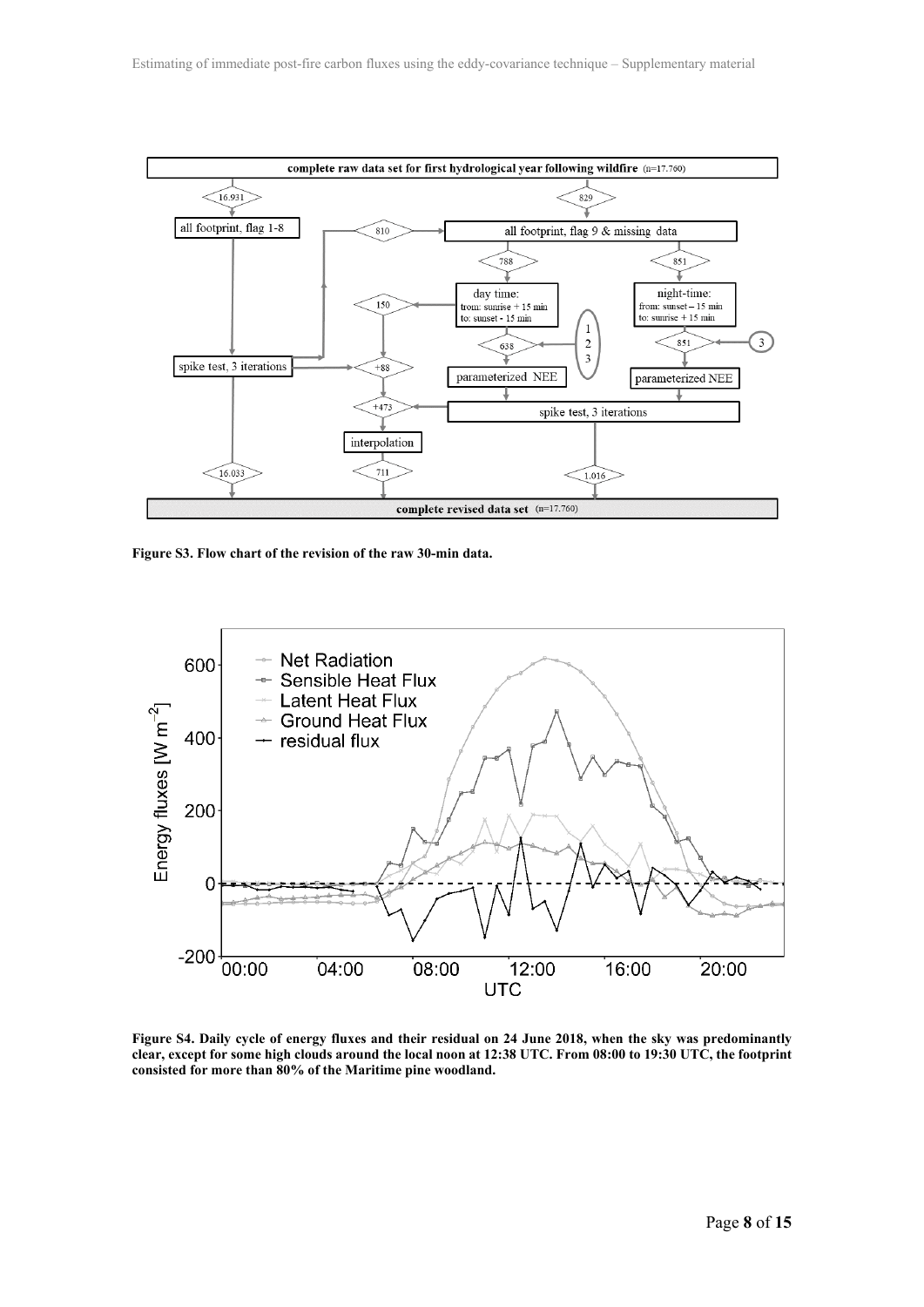**Figure S3. Flow chart of the revision of the raw 30-min data.**

**Figure S4. Daily cycle of energy fluxes and their residual on 24 June 2018, when the sky was predominantly clear, except for some high clouds around the local noon at 12:38 UTC. From 08:00 to 19:30 UTC, the footprint consisted for more than 80% of the Maritime pine woodland.**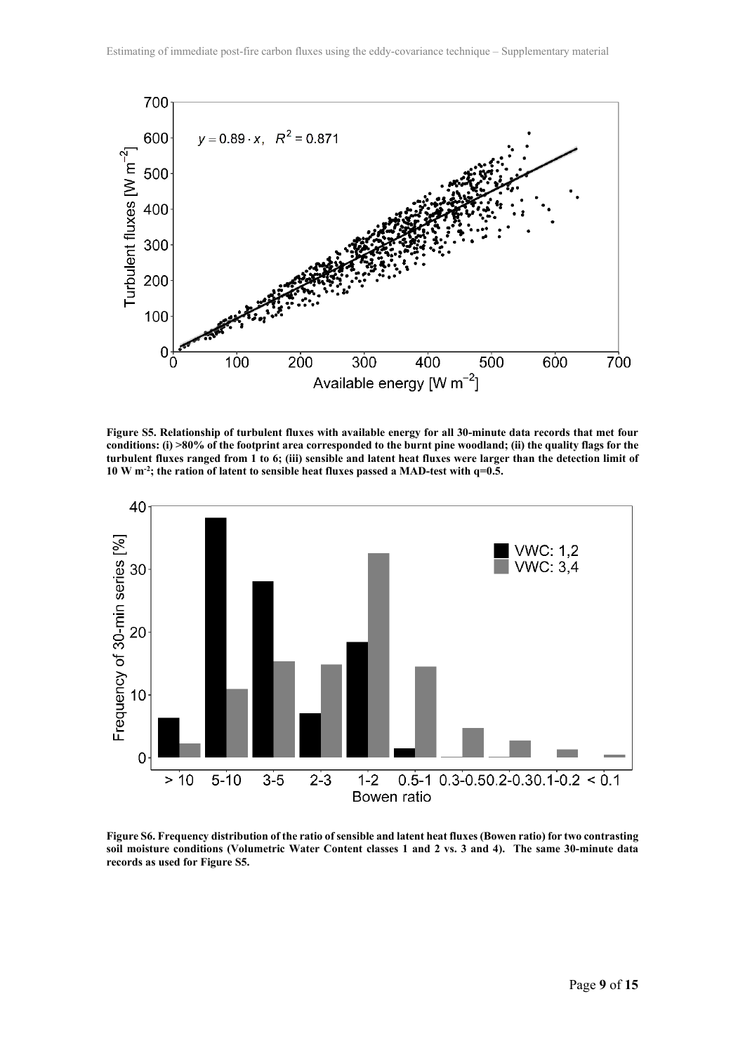**Figure S5. Relationship of turbulent fluxes with available energy for all 30-minute data records that met four conditions: (i) >80% of the footprint area corresponded to the burnt pine woodland; (ii) the quality flags for the turbulent fluxes ranged from 1 to 6; (iii) sensible and latent heat fluxes were larger than the detection limit of 10 W m$^{-2}$; the ration of latent to sensible heat fluxes passed a MAD-test with q=0.5.**

**Figure S6. Frequency distribution of the ratio of sensible and latent heat fluxes (Bowen ratio) for two contrasting soil moisture conditions (Volumetric Water Content classes 1 and 2 vs. 3 and 4). The same 30-minute data records as used for Figure S5.**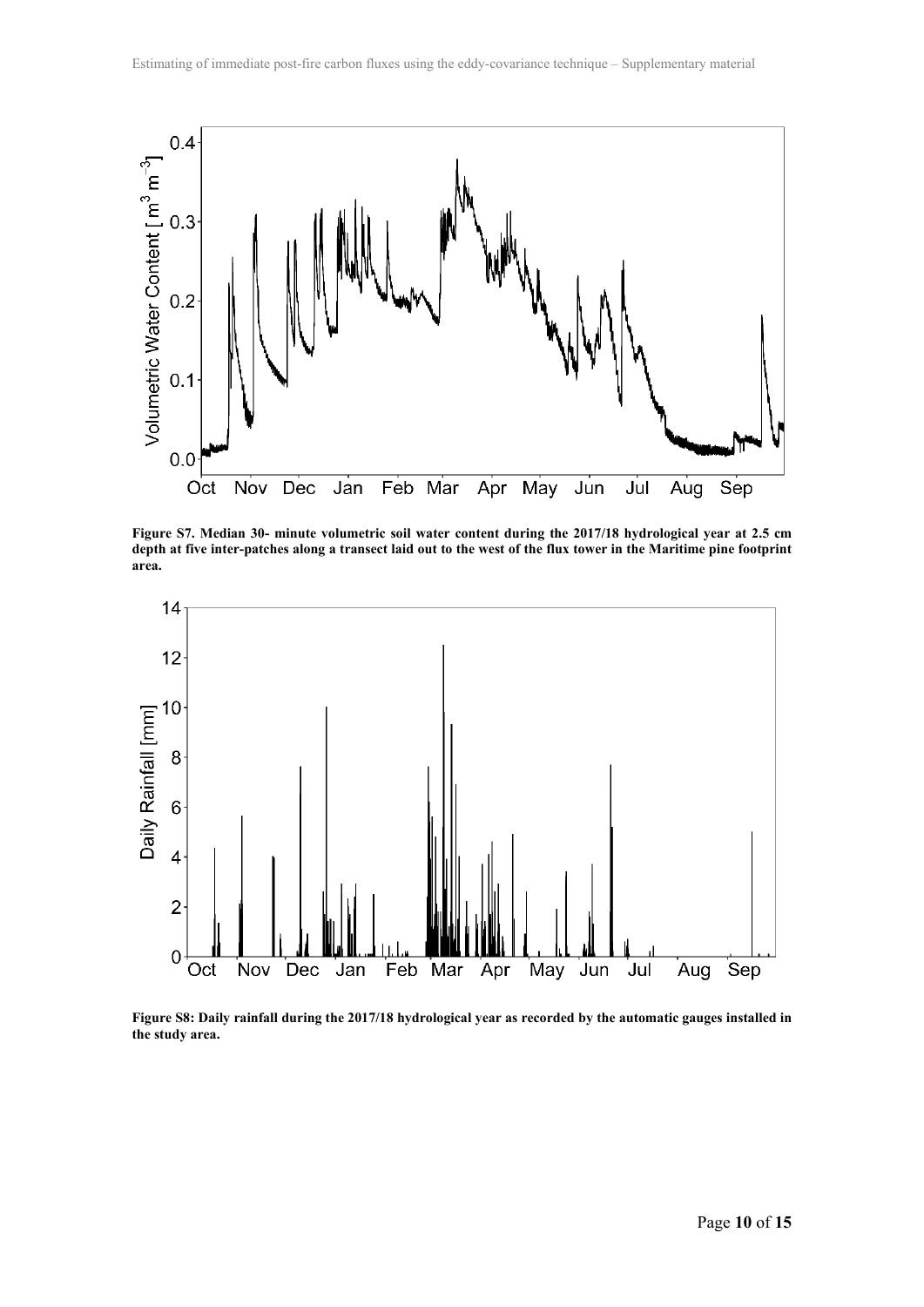**Figure S7. Median 30- minute volumetric soil water content during the 2017/18 hydrological year at 2.5 cm depth at five inter-patches along a transect laid out to the west of the flux tower in the Maritime pine footprint area.**

**Figure S8: Daily rainfall during the 2017/18 hydrological year as recorded by the automatic gauges installed in the study area.**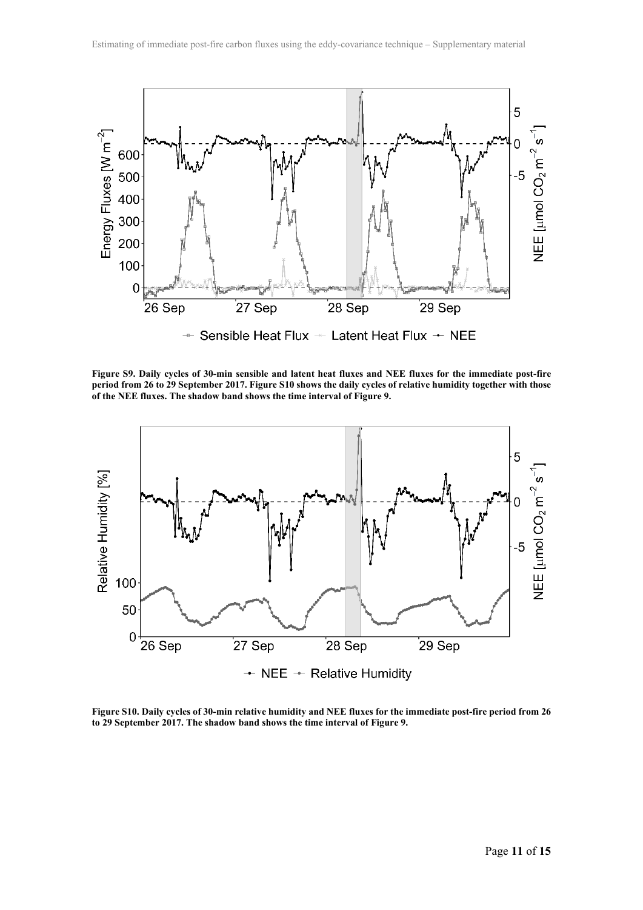**Figure S9. Daily cycles of 30-min sensible and latent heat fluxes and NEE fluxes for the immediate post-fire period from 26 to 29 September 2017. Figure S10 shows the daily cycles of relative humidity together with those of the NEE fluxes. The shadow band shows the time interval of Figure 9.**

**Figure S10. Daily cycles of 30-min relative humidity and NEE fluxes for the immediate post-fire period from 26 to 29 September 2017. The shadow band shows the time interval of Figure 9.**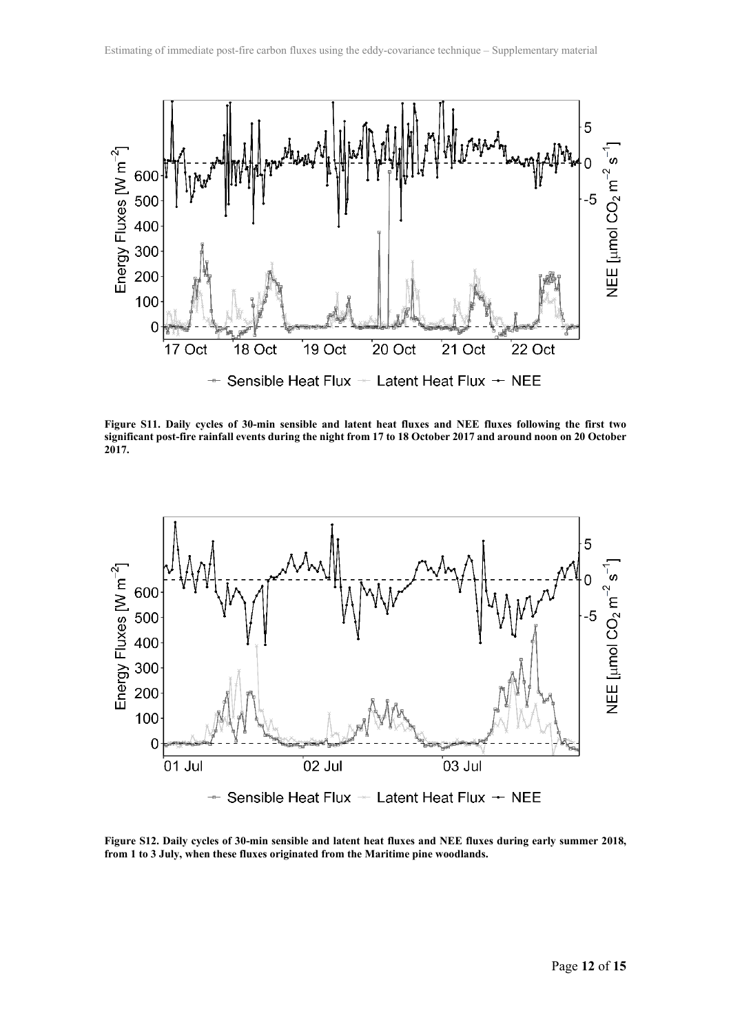**Figure S11. Daily cycles of 30-min sensible and latent heat fluxes and NEE fluxes following the first two significant post-fire rainfall events during the night from 17 to 18 October 2017 and around noon on 20 October 2017.**

**Figure S12. Daily cycles of 30-min sensible and latent heat fluxes and NEE fluxes during early summer 2018, from 1 to 3 July, when these fluxes originated from the Maritime pine woodlands.**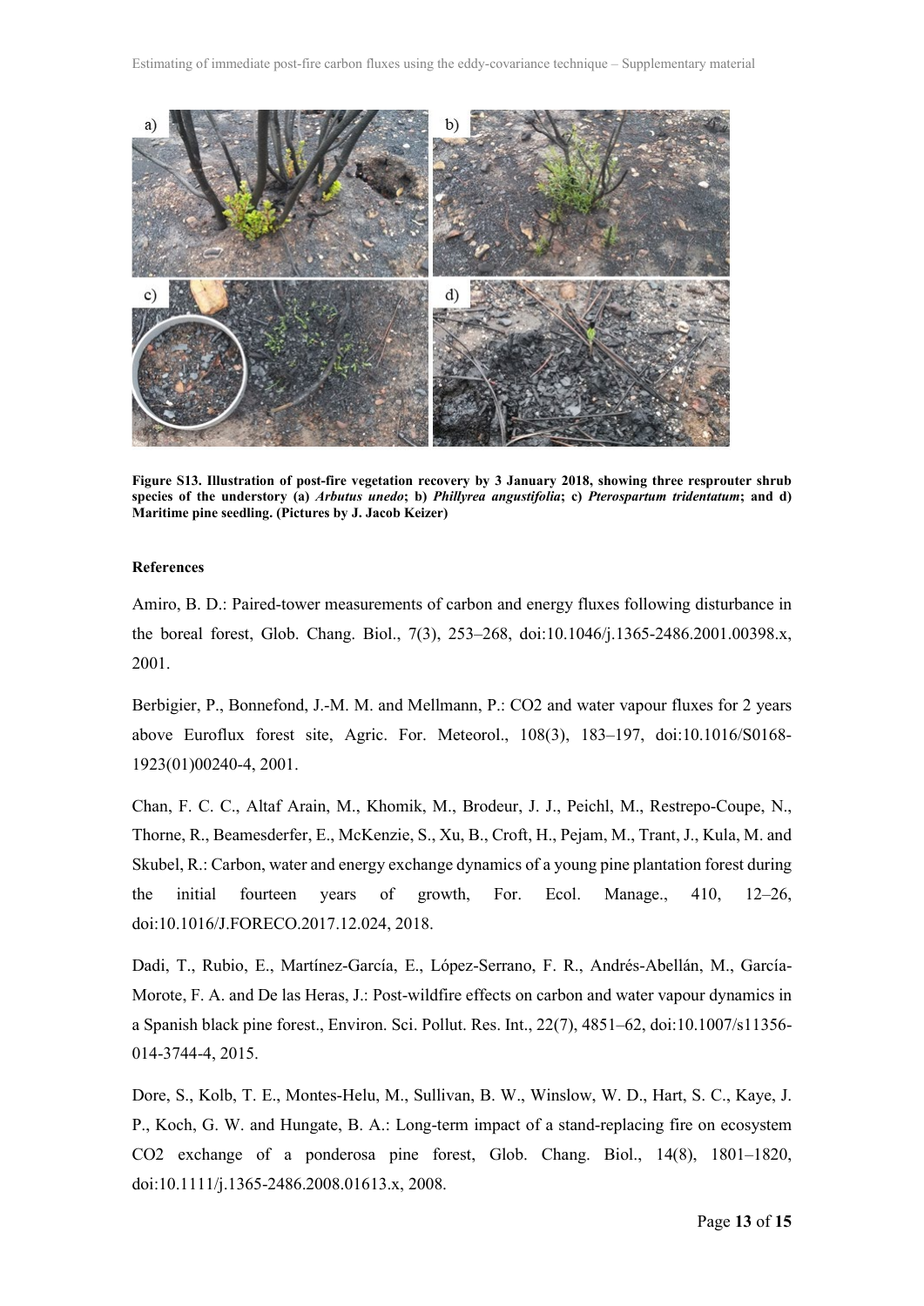**Figure S13. Illustration of post-fire vegetation recovery by 3 January 2018, showing three resprouter shrub species of the understory (a) *Arbutus unedo*; b) *Phillyrea angustifolia*; c) *Pterospartum tridentatum*; and d) Maritime pine seedling. (Pictures by J. Jacob Keizer)**

**References**

Amiro, B. D.: Paired-tower measurements of carbon and energy fluxes following disturbance in the boreal forest, Glob. Chang. Biol., 7(3), 253–268, doi:10.1046/j.1365-2486.2001.00398.x, 2001.

Berbigier, P., Bonnefond, J.-M. M. and Mellmann, P.: CO2 and water vapour fluxes for 2 years above Euroflux forest site, Agric. For. Meteorol., 108(3), 183–197, doi:10.1016/S0168-1923(01)00240-4, 2001.

Chan, F. C. C., Altaf Arain, M., Khomik, M., Brodeur, J. J., Peichl, M., Restrepo-Coupe, N., Thorne, R., Beamesderfer, E., McKenzie, S., Xu, B., Croft, H., Pejam, M., Trant, J., Kula, M. and Skubel, R.: Carbon, water and energy exchange dynamics of a young pine plantation forest during the initial fourteen years of growth, For. Ecol. Manage., 410, 12–26, doi:10.1016/J.FORECO.2017.12.024, 2018.

Dadi, T., Rubio, E., Martínez-García, E., López-Serrano, F. R., Andrés-Abellán, M., García-Morote, F. A. and De las Heras, J.: Post-wildfire effects on carbon and water vapour dynamics in a Spanish black pine forest., Environ. Sci. Pollut. Res. Int., 22(7), 4851–62, doi:10.1007/s11356-014-3744-4, 2015.

Dore, S., Kolb, T. E., Montes-Helu, M., Sullivan, B. W., Winslow, W. D., Hart, S. C., Kaye, J. P., Koch, G. W. and Hungate, B. A.: Long-term impact of a stand-replacing fire on ecosystem CO2 exchange of a ponderosa pine forest, Glob. Chang. Biol., 14(8), 1801–1820, doi:10.1111/j.1365-2486.2008.01613.x, 2008.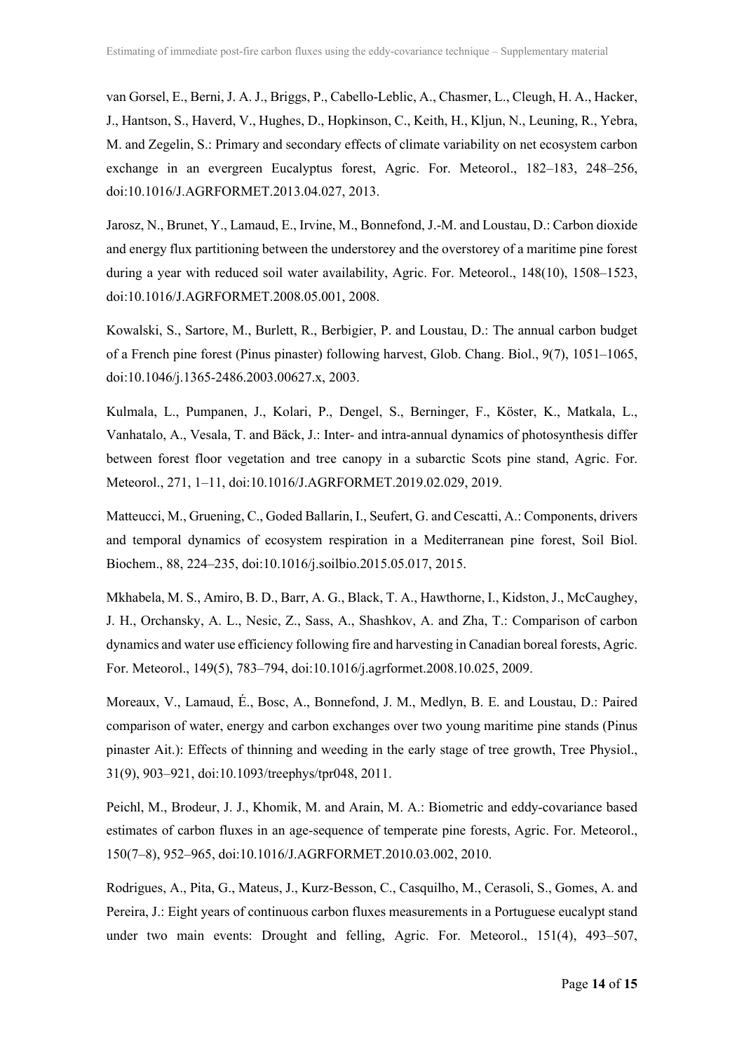van Gorsel, E., Berni, J. A. J., Briggs, P., Cabello-Leblic, A., Chasmer, L., Cleugh, H. A., Hacker, J., Hantson, S., Haverd, V., Hughes, D., Hopkinson, C., Keith, H., Kljun, N., Leuning, R., Yebra, M. and Zegelin, S.: Primary and secondary effects of climate variability on net ecosystem carbon exchange in an evergreen Eucalyptus forest, Agric. For. Meteorol., 182–183, 248–256, doi:10.1016/J.AGRFORMET.2013.04.027, 2013.

Jarosz, N., Brunet, Y., Lamaud, E., Irvine, M., Bonnefond, J.-M. and Loustau, D.: Carbon dioxide and energy flux partitioning between the understorey and the overstorey of a maritime pine forest during a year with reduced soil water availability, Agric. For. Meteorol., 148(10), 1508–1523, doi:10.1016/J.AGRFORMET.2008.05.001, 2008.

Kowalski, S., Sartore, M., Burlett, R., Berbigier, P. and Loustau, D.: The annual carbon budget of a French pine forest (Pinus pinaster) following harvest, Glob. Chang. Biol., 9(7), 1051–1065, doi:10.1046/j.1365-2486.2003.00627.x, 2003.

Kulmala, L., Pumpanen, J., Kolari, P., Dengel, S., Berninger, F., Köster, K., Matkala, L., Vanhatalo, A., Vesala, T. and Bäck, J.: Inter- and intra-annual dynamics of photosynthesis differ between forest floor vegetation and tree canopy in a subarctic Scots pine stand, Agric. For. Meteorol., 271, 1–11, doi:10.1016/J.AGRFORMET.2019.02.029, 2019.

Matteucci, M., Gruening, C., Goded Ballarin, I., Seufert, G. and Cescatti, A.: Components, drivers and temporal dynamics of ecosystem respiration in a Mediterranean pine forest, Soil Biol. Biochem., 88, 224–235, doi:10.1016/j.soilbio.2015.05.017, 2015.

Mkhabela, M. S., Amiro, B. D., Barr, A. G., Black, T. A., Hawthorne, I., Kidston, J., McCaughey, J. H., Orchansky, A. L., Nesic, Z., Sass, A., Shashkov, A. and Zha, T.: Comparison of carbon dynamics and water use efficiency following fire and harvesting in Canadian boreal forests, Agric. For. Meteorol., 149(5), 783–794, doi:10.1016/j.agrformet.2008.10.025, 2009.

Moreaux, V., Lamaud, É., Bosc, A., Bonnefond, J. M., Medlyn, B. E. and Loustau, D.: Paired comparison of water, energy and carbon exchanges over two young maritime pine stands (Pinus pinaster Ait.): Effects of thinning and weeding in the early stage of tree growth, Tree Physiol., 31(9), 903–921, doi:10.1093/treephys/tpr048, 2011.

Peichl, M., Brodeur, J. J., Khomik, M. and Arain, M. A.: Biometric and eddy-covariance based estimates of carbon fluxes in an age-sequence of temperate pine forests, Agric. For. Meteorol., 150(7–8), 952–965, doi:10.1016/J.AGRFORMET.2010.03.002, 2010.

Rodrigues, A., Pita, G., Mateus, J., Kurz-Besson, C., Casquilho, M., Cerasoli, S., Gomes, A. and Pereira, J.: Eight years of continuous carbon fluxes measurements in a Portuguese eucalypt stand under two main events: Drought and felling, Agric. For. Meteorol., 151(4), 493–507,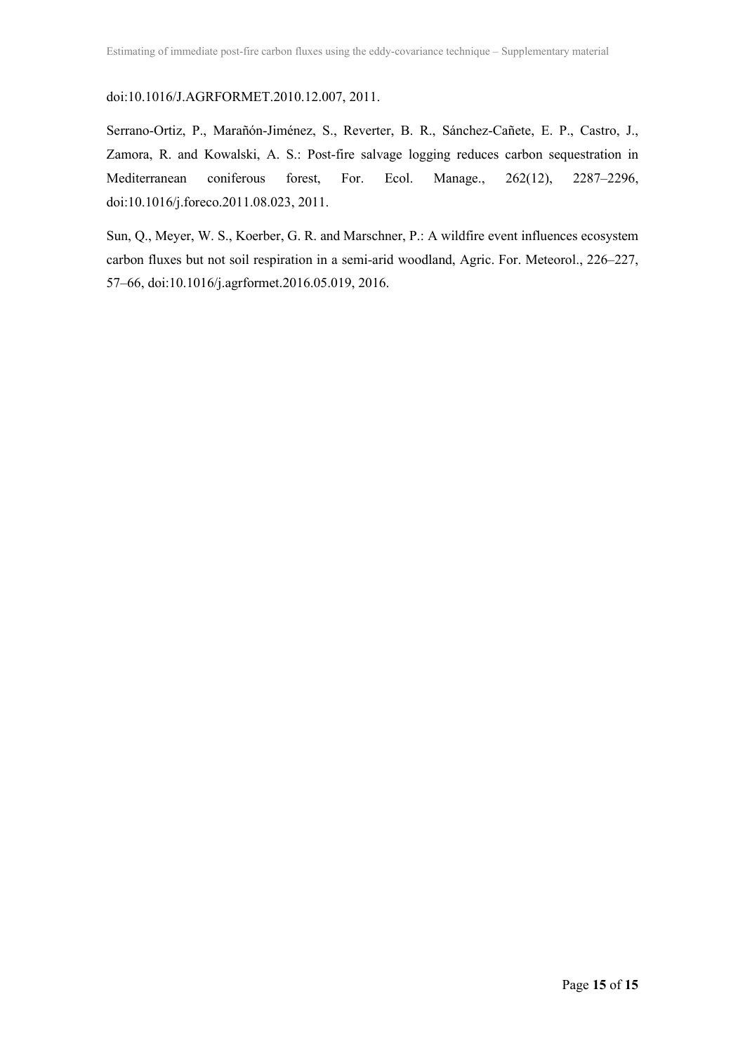doi:10.1016/J.AGRFORMET.2010.12.007, 2011.

Serrano-Ortiz, P., Marañón-Jiménez, S., Reverter, B. R., Sánchez-Cañete, E. P., Castro, J., Zamora, R. and Kowalski, A. S.: Post-fire salvage logging reduces carbon sequestration in Mediterranean coniferous forest, For. Ecol. Manage., 262(12), 2287–2296, doi:10.1016/j.foreco.2011.08.023, 2011.

Sun, Q., Meyer, W. S., Koerber, G. R. and Marschner, P.: A wildfire event influences ecosystem carbon fluxes but not soil respiration in a semi-arid woodland, Agric. For. Meteorol., 226–227, 57–66, doi:10.1016/j.agrformet.2016.05.019, 2016.